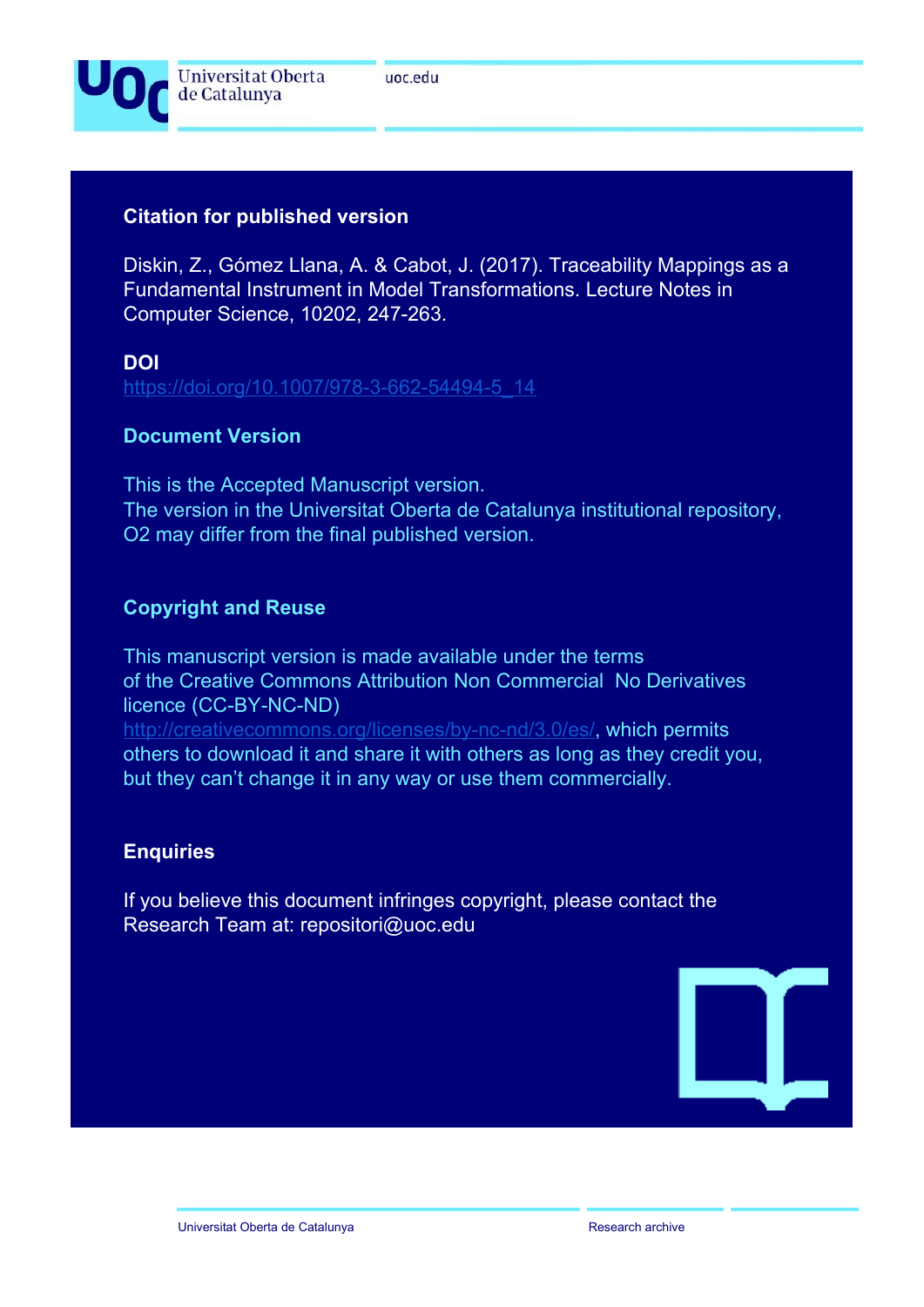Universitat Oberta de Catalunya

uoc.edu

## Citation for published version

Diskin, Z., Gómez Llana, A. & Cabot, J. (2017). Traceability Mappings as a Fundamental Instrument in Model Transformations. Lecture Notes in Computer Science, 10202, 247-263.

## DOI

https://doi.org/10.1007/978-3-662-54494-5_14

## Document Version

This is the Accepted Manuscript version.
The version in the Universitat Oberta de Catalunya institutional repository, O2 may differ from the final published version.

## Copyright and Reuse

This manuscript version is made available under the terms of the Creative Commons Attribution Non Commercial No Derivatives licence (CC-BY-NC-ND) http://creativecommons.org/licenses/by-nc-nd/3.0/es/, which permits others to download it and share it with others as long as they credit you, but they can't change it in any way or use them commercially.

## Enquiries

If you believe this document infringes copyright, please contact the Research Team at: repositori@uoc.edu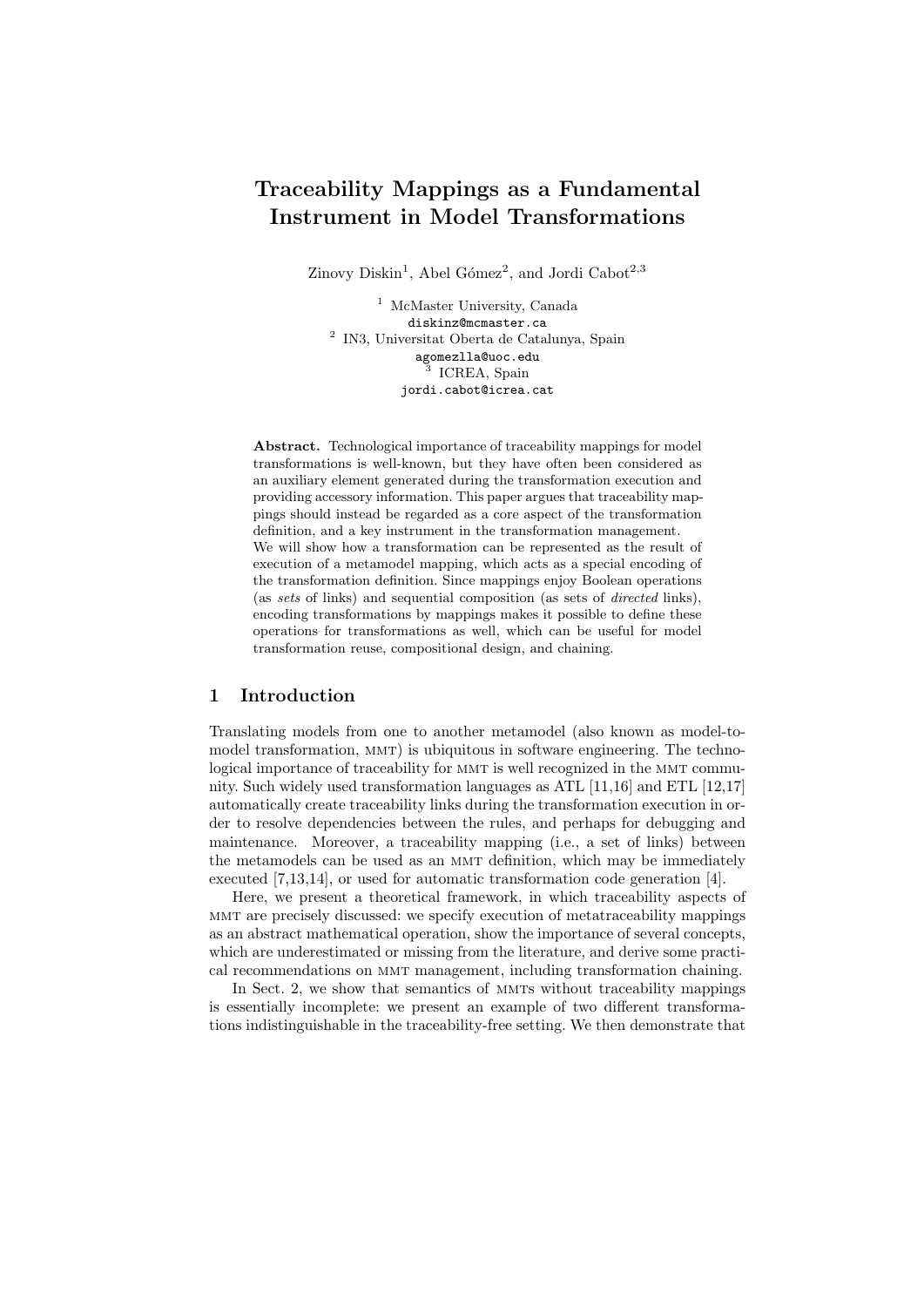# Traceability Mappings as a Fundamental Instrument in Model Transformations

Zinovy Diskin[1], Abel Gómez[2], and Jordi Cabot[2,3]

[1] McMaster University, Canada
diskinz@mcmaster.ca
[2] IN3, Universitat Oberta de Catalunya, Spain
agomezlla@uoc.edu
[3] ICREA, Spain
jordi.cabot@icrea.cat

**Abstract.** Technological importance of traceability mappings for model transformations is well-known, but they have often been considered as an auxiliary element generated during the transformation execution and providing accessory information. This paper argues that traceability mappings should instead be regarded as a core aspect of the transformation definition, and a key instrument in the transformation management. We will show how a transformation can be represented as the result of execution of a metamodel mapping, which acts as a special encoding of the transformation definition. Since mappings enjoy Boolean operations (as *sets* of links) and sequential composition (as sets of *directed* links), encoding transformations by mappings makes it possible to define these operations for transformations as well, which can be useful for model transformation reuse, compositional design, and chaining.

## 1 Introduction

Translating models from one to another metamodel (also known as model-to-model transformation, MMT) is ubiquitous in software engineering. The technological importance of traceability for MMT is well recognized in the MMT community. Such widely used transformation languages as ATL [11,16] and ETL [12,17] automatically create traceability links during the transformation execution in order to resolve dependencies between the rules, and perhaps for debugging and maintenance. Moreover, a traceability mapping (i.e., a set of links) between the metamodels can be used as an MMT definition, which may be immediately executed [7,13,14], or used for automatic transformation code generation [4].

Here, we present a theoretical framework, in which traceability aspects of MMT are precisely discussed: we specify execution of metatraceability mappings as an abstract mathematical operation, show the importance of several concepts, which are underestimated or missing from the literature, and derive some practical recommendations on MMT management, including transformation chaining.

In Sect. 2, we show that semantics of MMTs without traceability mappings is essentially incomplete: we present an example of two different transformations indistinguishable in the traceability-free setting. We then demonstrate that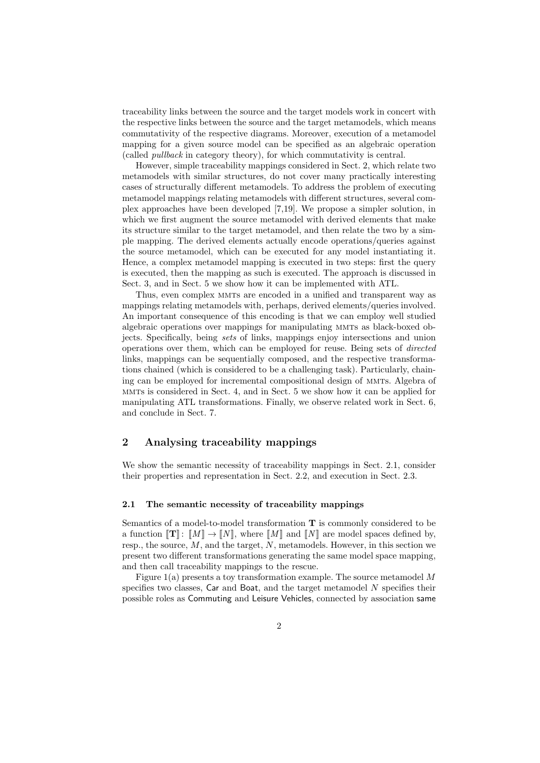traceability links between the source and the target models work in concert with the respective links between the source and the target metamodels, which means commutativity of the respective diagrams. Moreover, execution of a metamodel mapping for a given source model can be specified as an algebraic operation (called *pullback* in category theory), for which commutativity is central.

However, simple traceability mappings considered in Sect. 2, which relate two metamodels with similar structures, do not cover many practically interesting cases of structurally different metamodels. To address the problem of executing metamodel mappings relating metamodels with different structures, several complex approaches have been developed [7,19]. We propose a simpler solution, in which we first augment the source metamodel with derived elements that make its structure similar to the target metamodel, and then relate the two by a simple mapping. The derived elements actually encode operations/queries against the source metamodel, which can be executed for any model instantiating it. Hence, a complex metamodel mapping is executed in two steps: first the query is executed, then the mapping as such is executed. The approach is discussed in Sect. 3, and in Sect. 5 we show how it can be implemented with ATL.

Thus, even complex MMTs are encoded in a unified and transparent way as mappings relating metamodels with, perhaps, derived elements/queries involved. An important consequence of this encoding is that we can employ well studied algebraic operations over mappings for manipulating MMTs as black-boxed objects. Specifically, being *sets* of links, mappings enjoy intersections and union operations over them, which can be employed for reuse. Being sets of *directed* links, mappings can be sequentially composed, and the respective transformations chained (which is considered to be a challenging task). Particularly, chaining can be employed for incremental compositional design of MMTs. Algebra of MMTs is considered in Sect. 4, and in Sect. 5 we show how it can be applied for manipulating ATL transformations. Finally, we observe related work in Sect. 6, and conclude in Sect. 7.

## 2 Analysing traceability mappings

We show the semantic necessity of traceability mappings in Sect. 2.1, consider their properties and representation in Sect. 2.2, and execution in Sect. 2.3.

### 2.1 The semantic necessity of traceability mappings

Semantics of a model-to-model transformation $\mathbf{T}$ is commonly considered to be a function $[\![\mathbf{T}]\!]\colon [\![M]\!] \to [\![N]\!]$, where $[\![M]\!]$ and $[\![N]\!]$ are model spaces defined by, resp., the source, $M$, and the target, $N$, metamodels. However, in this section we present two different transformations generating the same model space mapping, and then call traceability mappings to the rescue.

Figure 1(a) presents a toy transformation example. The source metamodel $M$ specifies two classes, Car and Boat, and the target metamodel $N$ specifies their possible roles as Commuting and Leisure Vehicles, connected by association same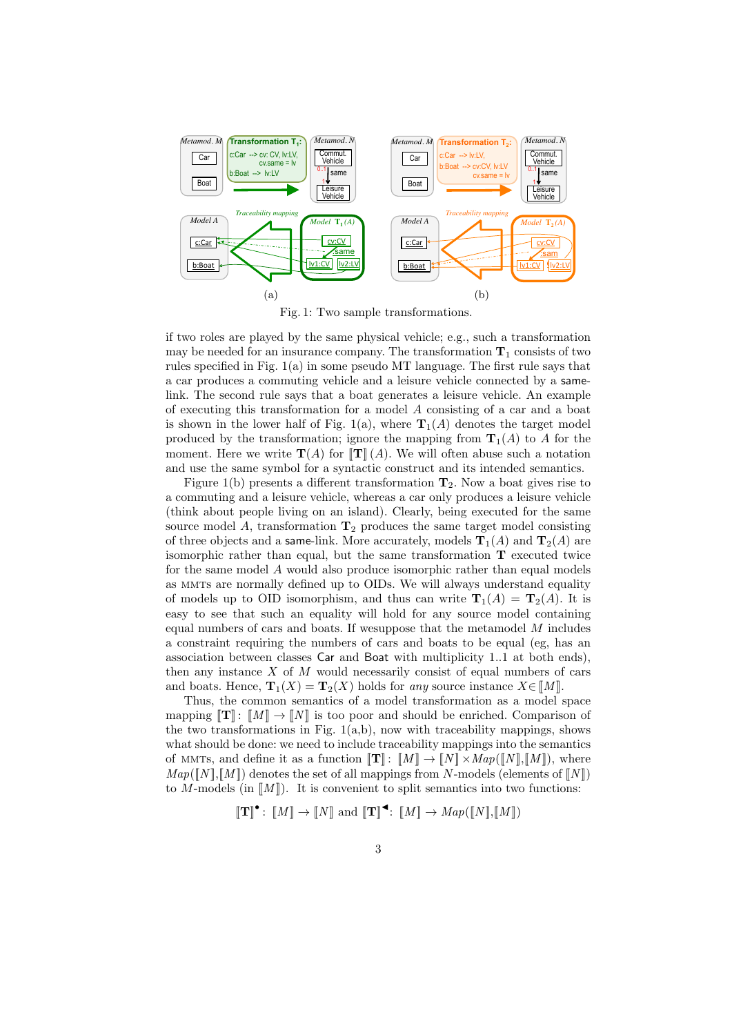Fig. 1: Two sample transformations.

if two roles are played by the same physical vehicle; e.g., such a transformation may be needed for an insurance company. The transformation $\mathbf{T}_1$ consists of two rules specified in Fig. 1(a) in some pseudo MT language. The first rule says that a car produces a commuting vehicle and a leisure vehicle connected by a same-link. The second rule says that a boat generates a leisure vehicle. An example of executing this transformation for a model $A$ consisting of a car and a boat is shown in the lower half of Fig. 1(a), where $\mathbf{T}_1(A)$ denotes the target model produced by the transformation; ignore the mapping from $\mathbf{T}_1(A)$ to $A$ for the moment. Here we write $\mathbf{T}(A)$ for $[\![\mathbf{T}]\!](A)$. We will often abuse such a notation and use the same symbol for a syntactic construct and its intended semantics.

Figure 1(b) presents a different transformation $\mathbf{T}_2$. Now a boat gives rise to a commuting and a leisure vehicle, whereas a car only produces a leisure vehicle (think about people living on an island). Clearly, being executed for the same source model $A$, transformation $\mathbf{T}_2$ produces the same target model consisting of three objects and a same-link. More accurately, models $\mathbf{T}_1(A)$ and $\mathbf{T}_2(A)$ are isomorphic rather than equal, but the same transformation $\mathbf{T}$ executed twice for the same model $A$ would also produce isomorphic rather than equal models as MMTs are normally defined up to OIDs. We will always understand equality of models up to OID isomorphism, and thus can write $\mathbf{T}_1(A) = \mathbf{T}_2(A)$. It is easy to see that such an equality will hold for any source model containing equal numbers of cars and boats. If wesuppose that the metamodel $M$ includes a constraint requiring the numbers of cars and boats to be equal (eg, has an association between classes Car and Boat with multiplicity 1..1 at both ends), then any instance $X$ of $M$ would necessarily consist of equal numbers of cars and boats. Hence, $\mathbf{T}_1(X) = \mathbf{T}_2(X)$ holds for *any* source instance $X \in [\![M]\!]$.

Thus, the common semantics of a model transformation as a model space mapping $[\![\mathbf{T}]\!]\colon [\![M]\!] \to [\![N]\!]$ is too poor and should be enriched. Comparison of the two transformations in Fig. 1(a,b), now with traceability mappings, shows what should be done: we need to include traceability mappings into the semantics of MMTs, and define it as a function $[\![\mathbf{T}]\!]\colon [\![M]\!] \to [\![N]\!] \times Map([\![N]\!],[\![M]\!])$, where $Map([\![N]\!],[\![M]\!])$ denotes the set of all mappings from $N$-models (elements of $[\![N]\!]$) to $M$-models (in $[\![M]\!]$). It is convenient to split semantics into two functions:

$$[\![\mathbf{T}]\!]^{\bullet}\colon [\![M]\!] \to [\![N]\!] \text{ and } [\![\mathbf{T}]\!]^{\blacktriangleleft}\colon [\![M]\!] \to Map([\![N]\!],[\![M]\!])$$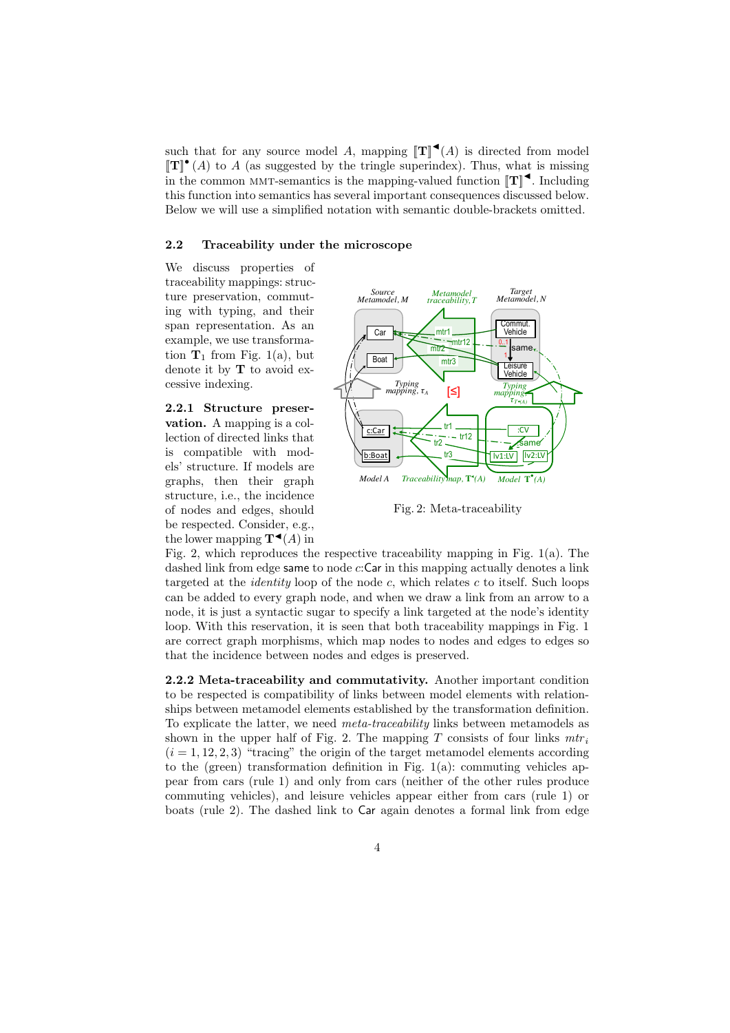such that for any source model $A$, mapping $[\![\mathbf{T}]\!]^{\blacktriangleleft}(A)$ is directed from model $[\![\mathbf{T}]\!]^{\bullet}(A)$ to $A$ (as suggested by the tringle superindex). Thus, what is missing in the common MMT-semantics is the mapping-valued function $[\![\mathbf{T}]\!]^{\blacktriangleleft}$. Including this function into semantics has several important consequences discussed below. Below we will use a simplified notation with semantic double-brackets omitted.

### 2.2 Traceability under the microscope

We discuss properties of traceability mappings: structure preservation, commuting with typing, and their span representation. As an example, we use transformation $\mathbf{T}_1$ from Fig. 1(a), but denote it by $\mathbf{T}$ to avoid excessive indexing.

Fig. 2: Meta-traceability

**2.2.1 Structure preservation.** A mapping is a collection of directed links that is compatible with models' structure. If models are graphs, then their graph structure, i.e., the incidence of nodes and edges, should be respected. Consider, e.g., the lower mapping $\mathbf{T}^{\blacktriangleleft}(A)$ in Fig. 2, which reproduces the respective traceability mapping in Fig. 1(a). The dashed link from edge same to node $c$:Car in this mapping actually denotes a link targeted at the *identity* loop of the node $c$, which relates $c$ to itself. Such loops can be added to every graph node, and when we draw a link from an arrow to a node, it is just a syntactic sugar to specify a link targeted at the node's identity loop. With this reservation, it is seen that both traceability mappings in Fig. 1 are correct graph morphisms, which map nodes to nodes and edges to edges so that the incidence between nodes and edges is preserved.

**2.2.2 Meta-traceability and commutativity.** Another important condition to be respected is compatibility of links between model elements with relationships between metamodel elements established by the transformation definition. To explicate the latter, we need *meta-traceability* links between metamodels as shown in the upper half of Fig. 2. The mapping $T$ consists of four links $mtr_i$ $(i = 1, 12, 2, 3)$ "tracing" the origin of the target metamodel elements according to the (green) transformation definition in Fig. 1(a): commuting vehicles appear from cars (rule 1) and only from cars (neither of the other rules produce commuting vehicles), and leisure vehicles appear either from cars (rule 1) or boats (rule 2). The dashed link to Car again denotes a formal link from edge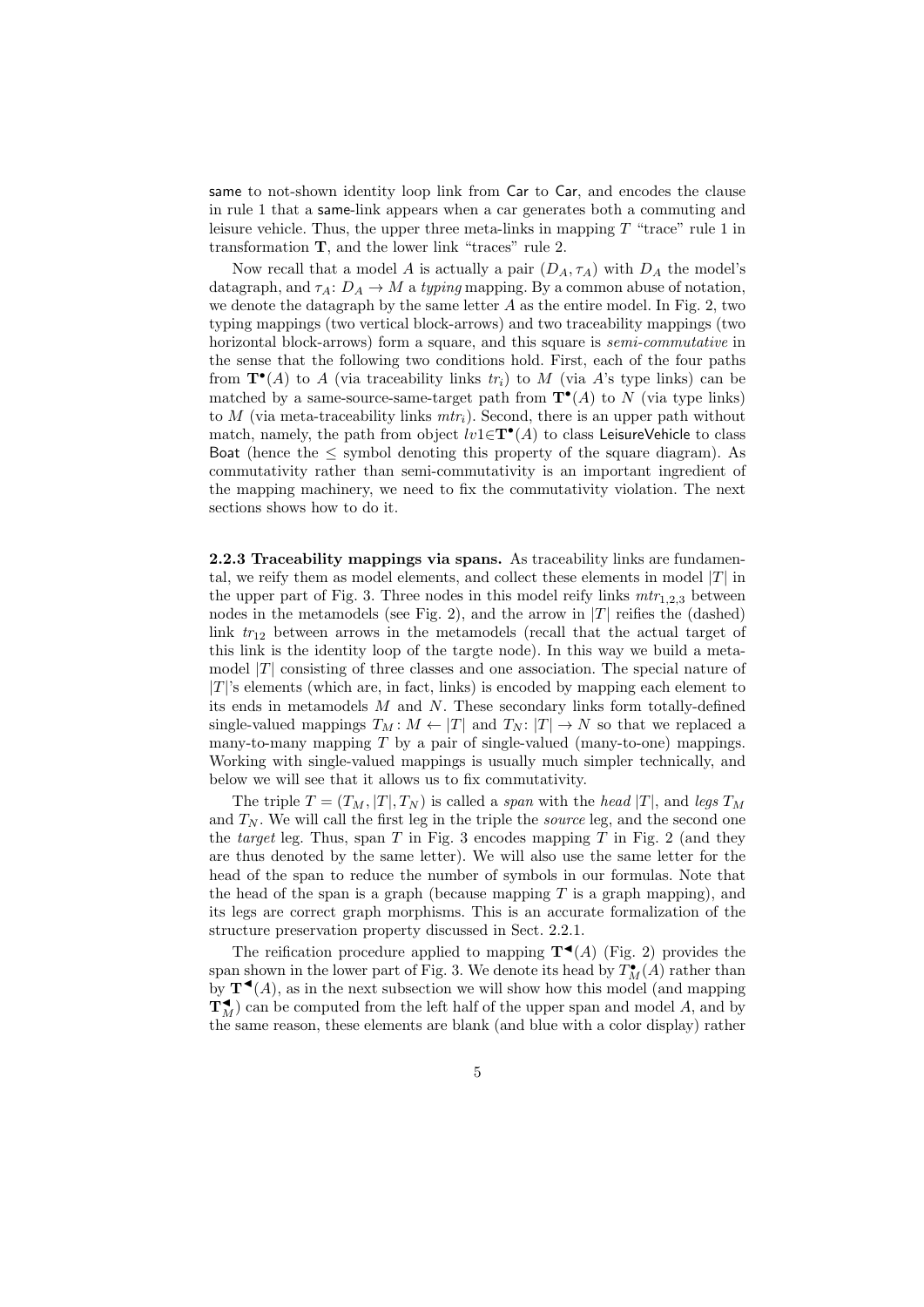same to not-shown identity loop link from Car to Car, and encodes the clause in rule 1 that a same-link appears when a car generates both a commuting and leisure vehicle. Thus, the upper three meta-links in mapping $T$ "trace" rule 1 in transformation $\mathbf{T}$, and the lower link "traces" rule 2.

Now recall that a model $A$ is actually a pair $(D_A, \tau_A)$ with $D_A$ the model's datagraph, and $\tau_A\colon D_A \to M$ a *typing* mapping. By a common abuse of notation, we denote the datagraph by the same letter $A$ as the entire model. In Fig. 2, two typing mappings (two vertical block-arrows) and two traceability mappings (two horizontal block-arrows) form a square, and this square is *semi-commutative* in the sense that the following two conditions hold. First, each of the four paths from $\mathbf{T}^{\bullet}(A)$ to $A$ (via traceability links $tr_i$) to $M$ (via $A$'s type links) can be matched by a same-source-same-target path from $\mathbf{T}^{\bullet}(A)$ to $N$ (via type links) to $M$ (via meta-traceability links $mtr_i$). Second, there is an upper path without match, namely, the path from object $lv1 \in \mathbf{T}^{\bullet}(A)$ to class LeisureVehicle to class Boat (hence the $\leq$ symbol denoting this property of the square diagram). As commutativity rather than semi-commutativity is an important ingredient of the mapping machinery, we need to fix the commutativity violation. The next sections shows how to do it.

**2.2.3 Traceability mappings via spans.** As traceability links are fundamental, we reify them as model elements, and collect these elements in model $|T|$ in the upper part of Fig. 3. Three nodes in this model reify links $mtr_{1,2,3}$ between nodes in the metamodels (see Fig. 2), and the arrow in $|T|$ reifies the (dashed) link $tr_{12}$ between arrows in the metamodels (recall that the actual target of this link is the identity loop of the targte node). In this way we build a metamodel $|T|$ consisting of three classes and one association. The special nature of $|T|$'s elements (which are, in fact, links) is encoded by mapping each element to its ends in metamodels $M$ and $N$. These secondary links form totally-defined single-valued mappings $T_M\colon M \leftarrow |T|$ and $T_N\colon |T| \to N$ so that we replaced a many-to-many mapping $T$ by a pair of single-valued (many-to-one) mappings. Working with single-valued mappings is usually much simpler technically, and below we will see that it allows us to fix commutativity.

The triple $T = (T_M, |T|, T_N)$ is called a *span* with the *head* $|T|$, and *legs* $T_M$ and $T_N$. We will call the first leg in the triple the *source* leg, and the second one the *target* leg. Thus, span $T$ in Fig. 3 encodes mapping $T$ in Fig. 2 (and they are thus denoted by the same letter). We will also use the same letter for the head of the span to reduce the number of symbols in our formulas. Note that the head of the span is a graph (because mapping $T$ is a graph mapping), and its legs are correct graph morphisms. This is an accurate formalization of the structure preservation property discussed in Sect. 2.2.1.

The reification procedure applied to mapping $\mathbf{T}^{\blacktriangleleft}(A)$ (Fig. 2) provides the span shown in the lower part of Fig. 3. We denote its head by $T_M^{\bullet}(A)$ rather than by $\mathbf{T}^{\blacktriangleleft}(A)$, as in the next subsection we will show how this model (and mapping $\mathbf{T}_M^{\blacktriangleleft}$) can be computed from the left half of the upper span and model $A$, and by the same reason, these elements are blank (and blue with a color display) rather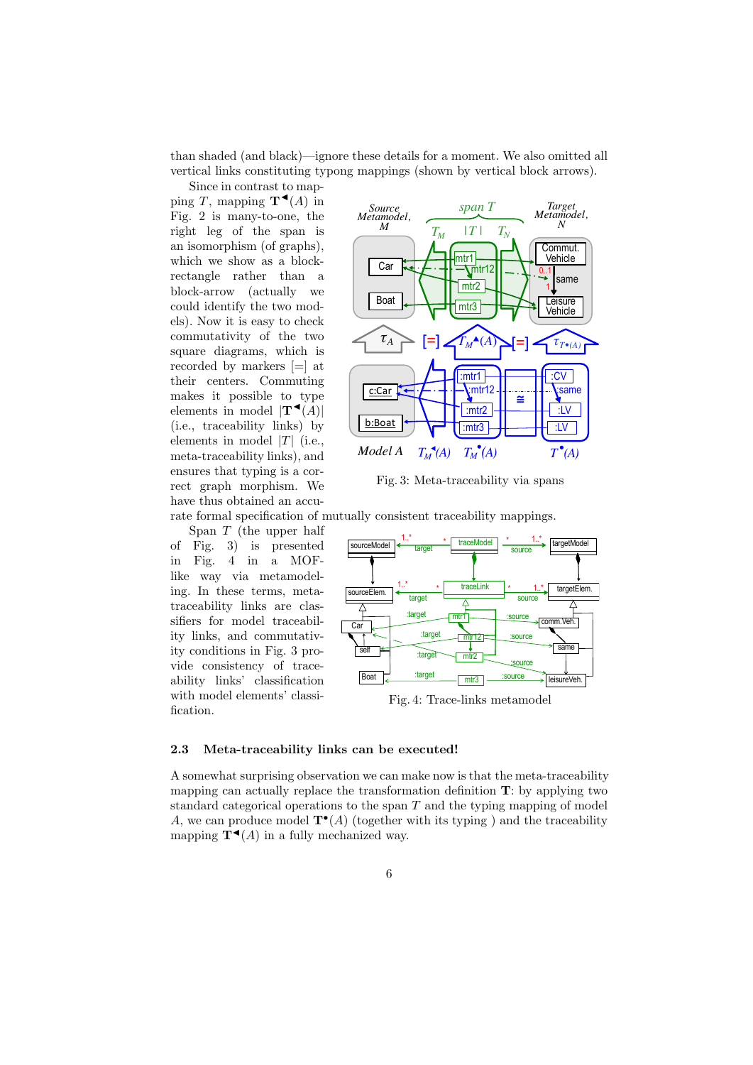than shaded (and black)—ignore these details for a moment. We also omitted all vertical links constituting typong mappings (shown by vertical block arrows).

Since in contrast to mapping $T$, mapping $\mathbf{T}^{\blacktriangleleft}(A)$ in Fig. 2 is many-to-one, the right leg of the span is an isomorphism (of graphs), which we show as a block-rectangle rather than a block-arrow (actually we could identify the two models). Now it is easy to check commutativity of the two square diagrams, which is recorded by markers [=] at their centers. Commuting makes it possible to type elements in model $|\mathbf{T}^{\blacktriangleleft}(A)|$ (i.e., traceability links) by elements in model $|T|$ (i.e., meta-traceability links), and ensures that typing is a correct graph morphism. We have thus obtained an accurate formal specification of mutually consistent traceability mappings.

Fig. 3: Meta-traceability via spans

Span $T$ (the upper half of Fig. 3) is presented in Fig. 4 in a MOF-like way via metamodeling. In these terms, meta-traceability links are classifiers for model traceability links, and commutativity conditions in Fig. 3 provide consistency of traceability links' classification with model elements' classification.

Fig. 4: Trace-links metamodel

### 2.3 Meta-traceability links can be executed!

A somewhat surprising observation we can make now is that the meta-traceability mapping can actually replace the transformation definition $\mathbf{T}$: by applying two standard categorical operations to the span $T$ and the typing mapping of model $A$, we can produce model $\mathbf{T}^{\bullet}(A)$ (together with its typing ) and the traceability mapping $\mathbf{T}^{\blacktriangleleft}(A)$ in a fully mechanized way.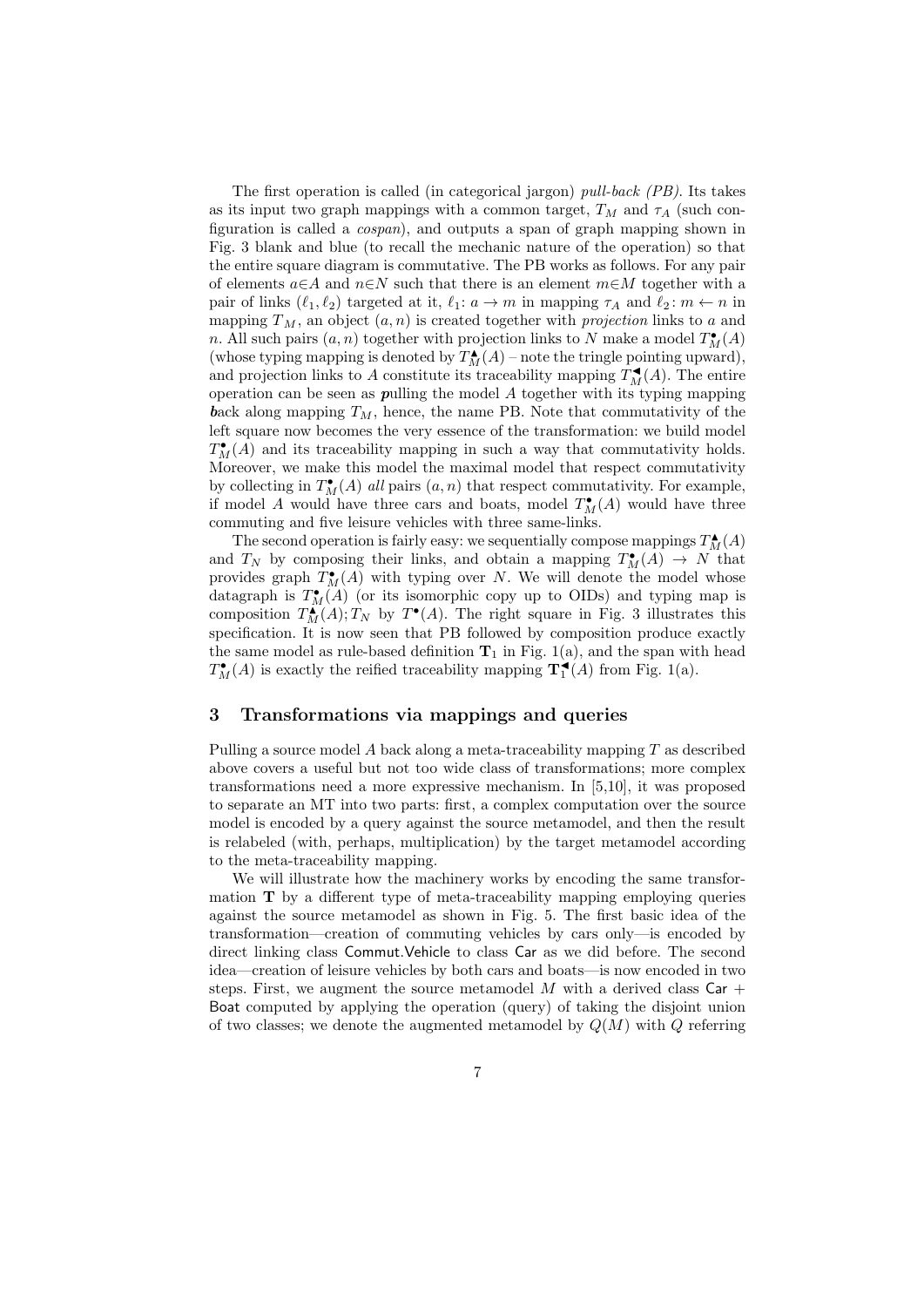The first operation is called (in categorical jargon) *pull-back (PB)*. Its takes as its input two graph mappings with a common target, $T_M$ and $\tau_A$ (such configuration is called a *cospan*), and outputs a span of graph mapping shown in Fig. 3 blank and blue (to recall the mechanic nature of the operation) so that the entire square diagram is commutative. The PB works as follows. For any pair of elements $a \in A$ and $n \in N$ such that there is an element $m \in M$ together with a pair of links $(\ell_1, \ell_2)$ targeted at it, $\ell_1 \colon a \to m$ in mapping $\tau_A$ and $\ell_2 \colon m \leftarrow n$ in mapping $T_M$, an object $(a, n)$ is created together with *projection* links to $a$ and $n$. All such pairs $(a, n)$ together with projection links to $N$ make a model $T^{\bullet}_M(A)$ (whose typing mapping is denoted by $T^{\blacktriangle}_M(A)$ – note the tringle pointing upward), and projection links to $A$ constitute its traceability mapping $T^{\blacktriangleleft}_M(A)$. The entire operation can be seen as ***p**ulling* the model $A$ together with its typing mapping ***b**ack* along mapping $T_M$, hence, the name PB. Note that commutativity of the left square now becomes the very essence of the transformation: we build model $T^{\bullet}_M(A)$ and its traceability mapping in such a way that commutativity holds. Moreover, we make this model the maximal model that respect commutativity by collecting in $T^{\bullet}_M(A)$ *all* pairs $(a, n)$ that respect commutativity. For example, if model $A$ would have three cars and boats, model $T^{\bullet}_M(A)$ would have three commuting and five leisure vehicles with three same-links.

The second operation is fairly easy: we sequentially compose mappings $T^{\blacktriangle}_M(A)$ and $T_N$ by composing their links, and obtain a mapping $T^{\bullet}_M(A) \to N$ that provides graph $T^{\bullet}_M(A)$ with typing over $N$. We will denote the model whose datagraph is $T^{\bullet}_M(A)$ (or its isomorphic copy up to OIDs) and typing map is composition $T^{\blacktriangle}_M(A); T_N$ by $T^{\bullet}(A)$. The right square in Fig. 3 illustrates this specification. It is now seen that PB followed by composition produce exactly the same model as rule-based definition $\mathbf{T}_1$ in Fig. 1(a), and the span with head $T^{\bullet}_M(A)$ is exactly the reified traceability mapping $\mathbf{T}^{\blacktriangleleft}_1(A)$ from Fig. 1(a).

## 3 Transformations via mappings and queries

Pulling a source model $A$ back along a meta-traceability mapping $T$ as described above covers a useful but not too wide class of transformations; more complex transformations need a more expressive mechanism. In [5,10], it was proposed to separate an MT into two parts: first, a complex computation over the source model is encoded by a query against the source metamodel, and then the result is relabeled (with, perhaps, multiplication) by the target metamodel according to the meta-traceability mapping.

We will illustrate how the machinery works by encoding the same transformation $\mathbf{T}$ by a different type of meta-traceability mapping employing queries against the source metamodel as shown in Fig. 5. The first basic idea of the transformation—creation of commuting vehicles by cars only—is encoded by direct linking class Commut.Vehicle to class Car as we did before. The second idea—creation of leisure vehicles by both cars and boats—is now encoded in two steps. First, we augment the source metamodel $M$ with a derived class Car + Boat computed by applying the operation (query) of taking the disjoint union of two classes; we denote the augmented metamodel by $Q(M)$ with $Q$ referring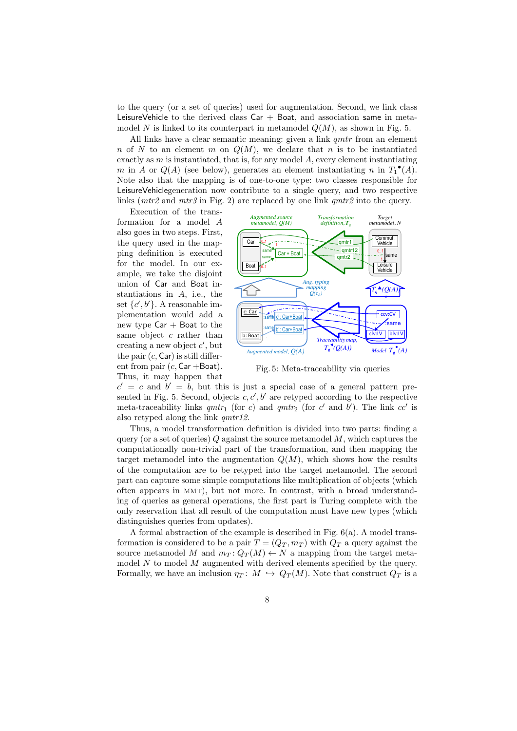to the query (or a set of queries) used for augmentation. Second, we link class LeisureVehicle to the derived class Car + Boat, and association same in metamodel $N$ is linked to its counterpart in metamodel $Q(M)$, as shown in Fig. 5.

All links have a clear semantic meaning: given a link *qmtr* from an element $n$ of $N$ to an element $m$ on $Q(M)$, we declare that $n$ is to be instantiated exactly as $m$ is instantiated, that is, for any model $A$, every element instantiating $m$ in $A$ or $Q(A)$ (see below), generates an element instantiating $n$ in $T_1^{\bullet}(A)$. Note also that the mapping is of one-to-one type: two classes responsible for LeisureVehiclegeneration now contribute to a single query, and two respective links (*mtr2* and *mtr3* in Fig. 2) are replaced by one link *qmtr2* into the query.

Execution of the transformation for a model $A$ also goes in two steps. First, the query used in the mapping definition is executed for the model. In our example, we take the disjoint union of Car and Boat instantiations in $A$, i.e., the set $\{c', b'\}$. A reasonable implementation would add a new type Car + Boat to the same object $c$ rather than creating a new object $c'$, but the pair ($c$, Car) is still different from pair ($c$, Car +Boat). Thus, it may happen that $c' = c$ and $b' = b$, but this is just a special case of a general pattern presented in Fig. 5. Second, objects $c, c', b'$ are retyped according to the respective meta-traceability links $qmtr_1$ (for $c$) and $qmtr_2$ (for $c'$ and $b'$). The link $cc'$ is also retyped along the link *qmtr12*.

Fig. 5: Meta-traceability via queries

Thus, a model transformation definition is divided into two parts: finding a query (or a set of queries) $Q$ against the source metamodel $M$, which captures the computationally non-trivial part of the transformation, and then mapping the target metamodel into the augmentation $Q(M)$, which shows how the results of the computation are to be retyped into the target metamodel. The second part can capture some simple computations like multiplication of objects (which often appears in MMT), but not more. In contrast, with a broad understanding of queries as general operations, the first part is Turing complete with the only reservation that all result of the computation must have new types (which distinguishes queries from updates).

A formal abstraction of the example is described in Fig. 6(a). A model transformation is considered to be a pair $T = (Q_T, m_T)$ with $Q_T$ a query against the source metamodel $M$ and $m_T : Q_T(M) \leftarrow N$ a mapping from the target metamodel $N$ to model $M$ augmented with derived elements specified by the query. Formally, we have an inclusion $\eta_T : M \hookrightarrow Q_T(M)$. Note that construct $Q_T$ is a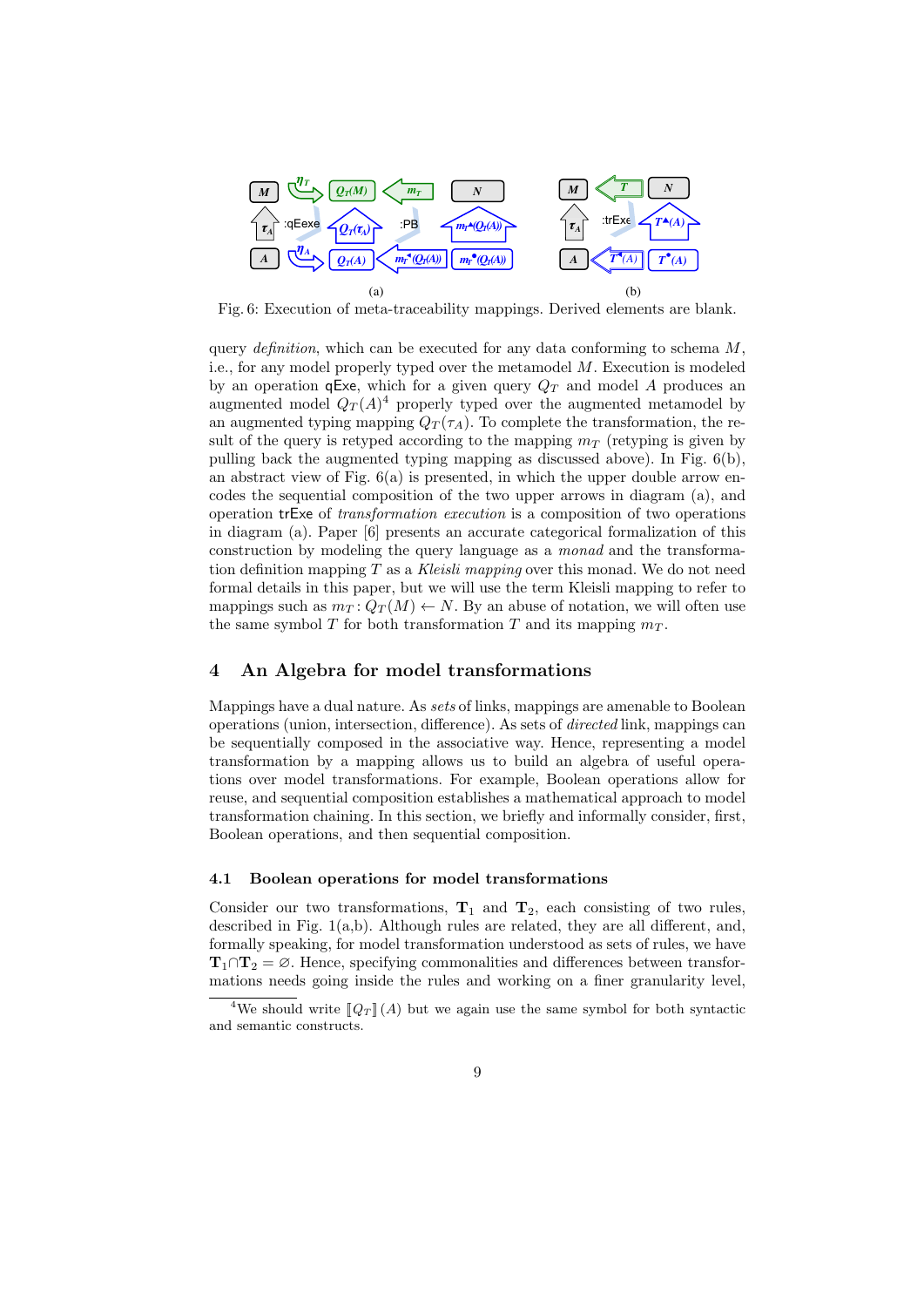Fig. 6: Execution of meta-traceability mappings. Derived elements are blank.

query *definition*, which can be executed for any data conforming to schema $M$, i.e., for any model properly typed over the metamodel $M$. Execution is modeled by an operation qExe, which for a given query $Q_T$ and model $A$ produces an augmented model $Q_T(A)$[4] properly typed over the augmented metamodel by an augmented typing mapping $Q_T(\tau_A)$. To complete the transformation, the result of the query is retyped according to the mapping $m_T$ (retyping is given by pulling back the augmented typing mapping as discussed above). In Fig. 6(b), an abstract view of Fig. 6(a) is presented, in which the upper double arrow encodes the sequential composition of the two upper arrows in diagram (a), and operation trExe of *transformation execution* is a composition of two operations in diagram (a). Paper [6] presents an accurate categorical formalization of this construction by modeling the query language as a *monad* and the transformation definition mapping $T$ as a *Kleisli mapping* over this monad. We do not need formal details in this paper, but we will use the term Kleisli mapping to refer to mappings such as $m_T : Q_T(M) \leftarrow N$. By an abuse of notation, we will often use the same symbol $T$ for both transformation $T$ and its mapping $m_T$.

## 4 An Algebra for model transformations

Mappings have a dual nature. As *sets* of links, mappings are amenable to Boolean operations (union, intersection, difference). As sets of *directed* link, mappings can be sequentially composed in the associative way. Hence, representing a model transformation by a mapping allows us to build an algebra of useful operations over model transformations. For example, Boolean operations allow for reuse, and sequential composition establishes a mathematical approach to model transformation chaining. In this section, we briefly and informally consider, first, Boolean operations, and then sequential composition.

### 4.1 Boolean operations for model transformations

Consider our two transformations, $\mathbf{T}_1$ and $\mathbf{T}_2$, each consisting of two rules, described in Fig. 1(a,b). Although rules are related, they are all different, and, formally speaking, for model transformation understood as sets of rules, we have $\mathbf{T}_1 \cap \mathbf{T}_2 = \varnothing$. Hence, specifying commonalities and differences between transformations needs going inside the rules and working on a finer granularity level,

[4] We should write $[\![Q_T]\!](A)$ but we again use the same symbol for both syntactic and semantic constructs.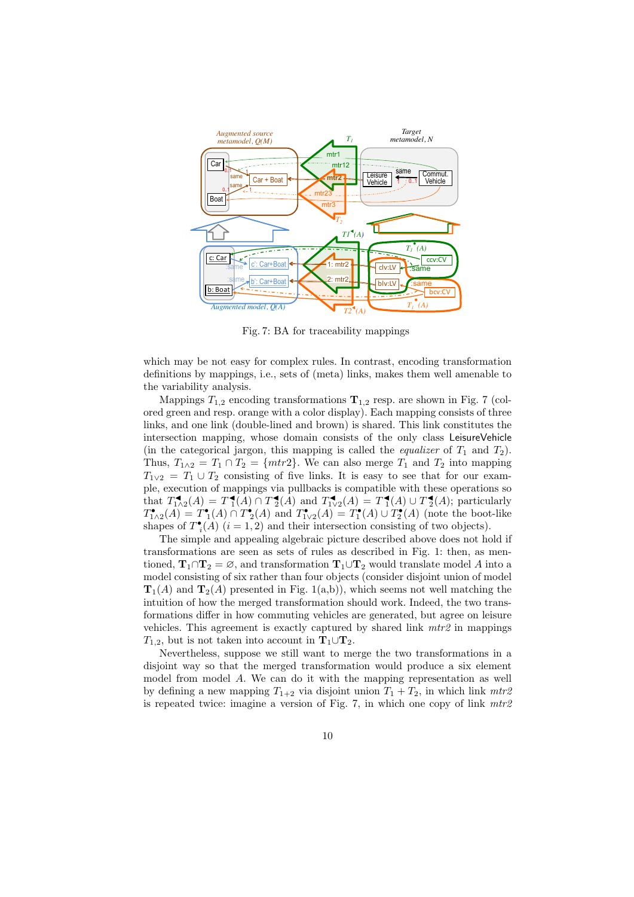Fig. 7: BA for traceability mappings

which may be not easy for complex rules. In contrast, encoding transformation definitions by mappings, i.e., sets of (meta) links, makes them well amenable to the variability analysis.

Mappings $T_{1,2}$ encoding transformations $\mathbf{T}_{1,2}$ resp. are shown in Fig. 7 (colored green and resp. orange with a color display). Each mapping consists of three links, and one link (double-lined and brown) is shared. This link constitutes the intersection mapping, whose domain consists of the only class LeisureVehicle (in the categorical jargon, this mapping is called the *equalizer* of $T_1$ and $T_2$). Thus, $T_{1\wedge 2} = T_1 \cap T_2 = \{mtr2\}$. We can also merge $T_1$ and $T_2$ into mapping $T_{1\vee 2} = T_1 \cup T_2$ consisting of five links. It is easy to see that for our example, execution of mappings via pullbacks is compatible with these operations so that $T^{\blacktriangleleft}_{1\wedge 2}(A) = T^{\blacktriangleleft}_1(A) \cap T^{\blacktriangleleft}_2(A)$ and $T^{\blacktriangleleft}_{1\vee 2}(A) = T^{\blacktriangleleft}_1(A) \cup T^{\blacktriangleleft}_2(A)$; particularly $T^{\bullet}_{1\wedge 2}(A) = T^{\bullet}_1(A) \cap T^{\bullet}_2(A)$ and $T^{\bullet}_{1\vee 2}(A) = T^{\bullet}_1(A) \cup T^{\bullet}_2(A)$ (note the boot-like shapes of $T^{\bullet}_i(A)$ $(i = 1, 2)$ and their intersection consisting of two objects).

The simple and appealing algebraic picture described above does not hold if transformations are seen as sets of rules as described in Fig. 1: then, as mentioned, $\mathbf{T}_1 \cap \mathbf{T}_2 = \varnothing$, and transformation $\mathbf{T}_1 \cup \mathbf{T}_2$ would translate model $A$ into a model consisting of six rather than four objects (consider disjoint union of model $\mathbf{T}_1(A)$ and $\mathbf{T}_2(A)$ presented in Fig. 1(a,b)), which seems not well matching the intuition of how the merged transformation should work. Indeed, the two transformations differ in how commuting vehicles are generated, but agree on leisure vehicles. This agreement is exactly captured by shared link *mtr2* in mappings $T_{1,2}$, but is not taken into account in $\mathbf{T}_1 \cup \mathbf{T}_2$.

Nevertheless, suppose we still want to merge the two transformations in a disjoint way so that the merged transformation would produce a six element model from model $A$. We can do it with the mapping representation as well by defining a new mapping $T_{1+2}$ via disjoint union $T_1 + T_2$, in which link *mtr2* is repeated twice: imagine a version of Fig. 7, in which one copy of link *mtr2*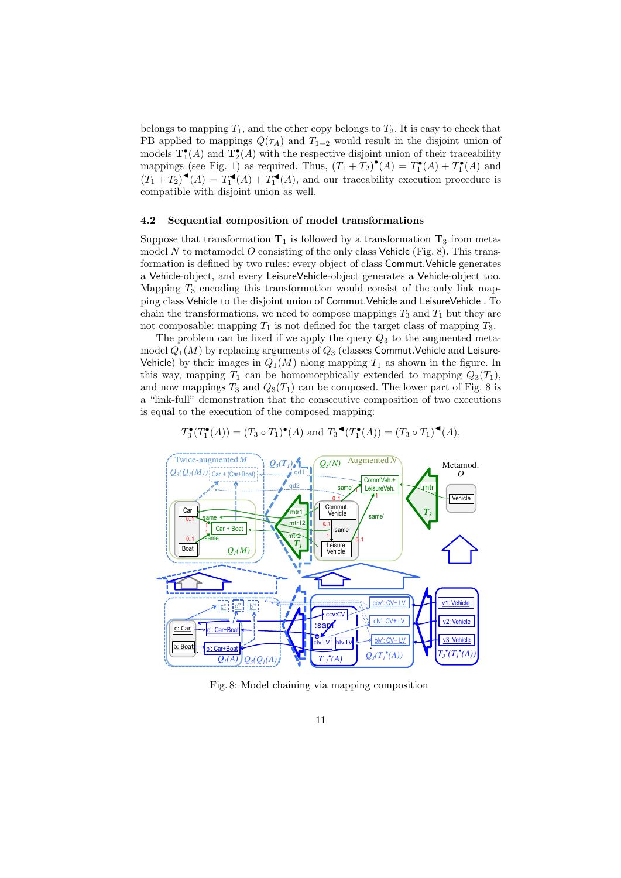belongs to mapping $T_1$, and the other copy belongs to $T_2$. It is easy to check that PB applied to mappings $Q(\tau_A)$ and $T_{1+2}$ would result in the disjoint union of models $\mathbf{T}_1^\bullet(A)$ and $\mathbf{T}_2^\bullet(A)$ with the respective disjoint union of their traceability mappings (see Fig. 1) as required. Thus, $(T_1 + T_2)^\bullet(A) = T_1^\bullet(A) + T_1^\bullet(A)$ and $(T_1 + T_2)^\blacktriangleleft(A) = T_1^\blacktriangleleft(A) + T_1^\blacktriangleleft(A)$, and our traceability execution procedure is compatible with disjoint union as well.

### 4.2 Sequential composition of model transformations

Suppose that transformation $\mathbf{T}_1$ is followed by a transformation $\mathbf{T}_3$ from metamodel $N$ to metamodel $O$ consisting of the only class Vehicle (Fig. 8). This transformation is defined by two rules: every object of class Commut.Vehicle generates a Vehicle-object, and every LeisureVehicle-object generates a Vehicle-object too. Mapping $T_3$ encoding this transformation would consist of the only link mapping class Vehicle to the disjoint union of Commut.Vehicle and LeisureVehicle . To chain the transformations, we need to compose mappings $T_3$ and $T_1$ but they are not composable: mapping $T_1$ is not defined for the target class of mapping $T_3$.

The problem can be fixed if we apply the query $Q_3$ to the augmented metamodel $Q_1(M)$ by replacing arguments of $Q_3$ (classes Commut.Vehicle and LeisureVehicle) by their images in $Q_1(M)$ along mapping $T_1$ as shown in the figure. In this way, mapping $T_1$ can be homomorphically extended to mapping $Q_3(T_1)$, and now mappings $T_3$ and $Q_3(T_1)$ can be composed. The lower part of Fig. 8 is a "link-full" demonstration that the consecutive composition of two executions is equal to the execution of the composed mapping:

$$T_3^\bullet(T_1^\bullet(A)) = (T_3 \circ T_1)^\bullet(A) \text{ and } T_3^\blacktriangleleft(T_1^\bullet(A)) = (T_3 \circ T_1)^\blacktriangleleft(A),$$

Fig. 8: Model chaining via mapping composition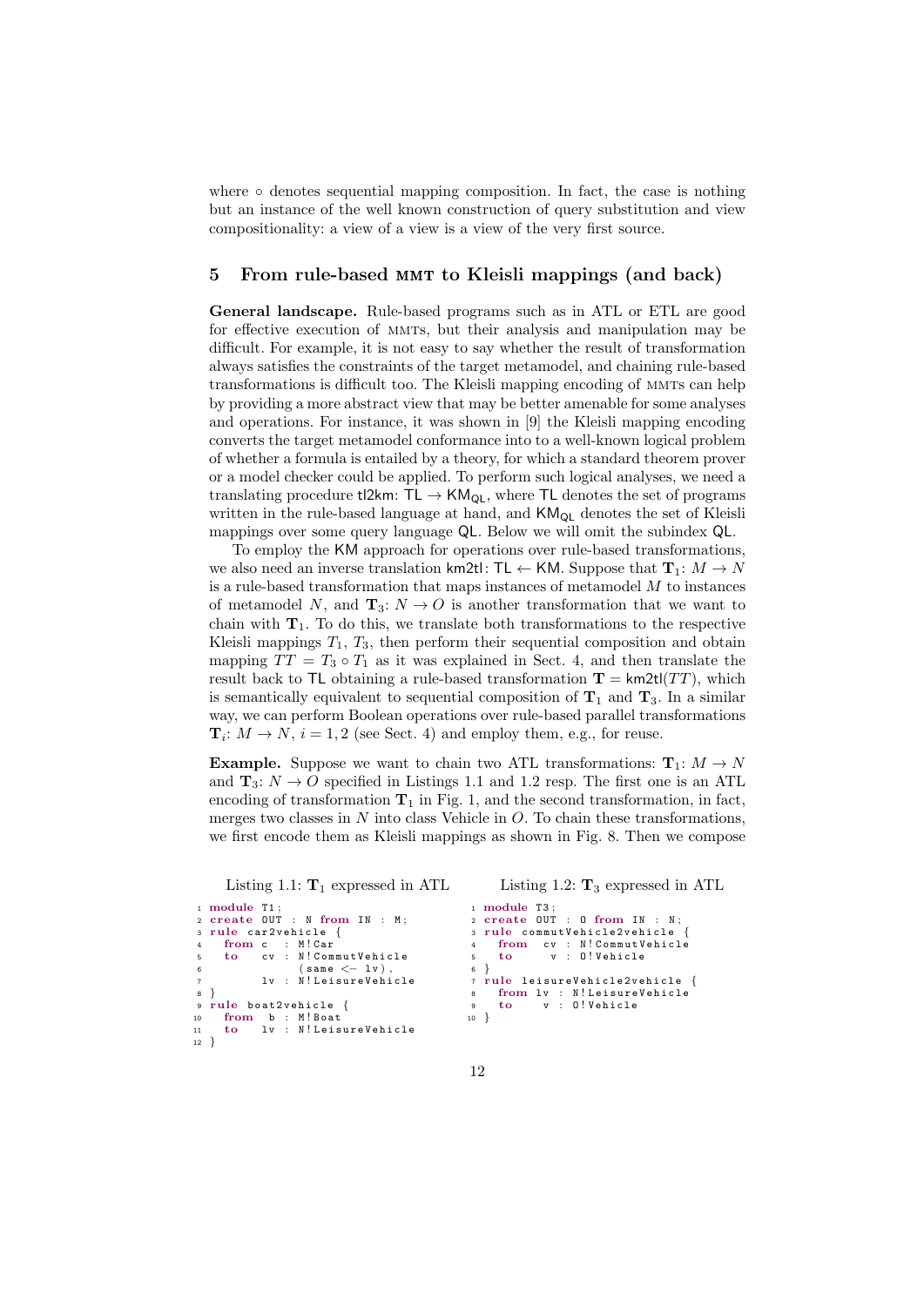where ∘ denotes sequential mapping composition. In fact, the case is nothing but an instance of the well known construction of query substitution and view compositionality: a view of a view is a view of the very first source.

## 5 From rule-based MMT to Kleisli mappings (and back)

**General landscape.** Rule-based programs such as in ATL or ETL are good for effective execution of MMTs, but their analysis and manipulation may be difficult. For example, it is not easy to say whether the result of transformation always satisfies the constraints of the target metamodel, and chaining rule-based transformations is difficult too. The Kleisli mapping encoding of MMTs can help by providing a more abstract view that may be better amenable for some analyses and operations. For instance, it was shown in [9] the Kleisli mapping encoding converts the target metamodel conformance into to a well-known logical problem of whether a formula is entailed by a theory, for which a standard theorem prover or a model checker could be applied. To perform such logical analyses, we need a translating procedure $\mathsf{tl2km}\colon \mathsf{TL} \to \mathsf{KM}_{\mathsf{QL}}$, where $\mathsf{TL}$ denotes the set of programs written in the rule-based language at hand, and $\mathsf{KM}_{\mathsf{QL}}$ denotes the set of Kleisli mappings over some query language $\mathsf{QL}$. Below we will omit the subindex $\mathsf{QL}$.

To employ the $\mathsf{KM}$ approach for operations over rule-based transformations, we also need an inverse translation $\mathsf{km2tl}\colon \mathsf{TL} \leftarrow \mathsf{KM}$. Suppose that $\mathbf{T}_1\colon M \to N$ is a rule-based transformation that maps instances of metamodel $M$ to instances of metamodel $N$, and $\mathbf{T}_3\colon N \to O$ is another transformation that we want to chain with $\mathbf{T}_1$. To do this, we translate both transformations to the respective Kleisli mappings $T_1$, $T_3$, then perform their sequential composition and obtain mapping $TT = T_3 \circ T_1$ as it was explained in Sect. 4, and then translate the result back to $\mathsf{TL}$ obtaining a rule-based transformation $\mathbf{T} = \mathsf{km2tl}(TT)$, which is semantically equivalent to sequential composition of $\mathbf{T}_1$ and $\mathbf{T}_3$. In a similar way, we can perform Boolean operations over rule-based parallel transformations $\mathbf{T}_i\colon M \to N$, $i = 1, 2$ (see Sect. 4) and employ them, e.g., for reuse.

**Example.** Suppose we want to chain two ATL transformations: $\mathbf{T}_1\colon M \to N$ and $\mathbf{T}_3\colon N \to O$ specified in Listings 1.1 and 1.2 resp. The first one is an ATL encoding of transformation $\mathbf{T}_1$ in Fig. 1, and the second transformation, in fact, merges two classes in $N$ into class Vehicle in $O$. To chain these transformations, we first encode them as Kleisli mappings as shown in Fig. 8. Then we compose

Listing 1.1: $\mathbf{T}_1$ expressed in ATL

```
1  module T1;
2  create OUT : N from IN : M;
3  rule car2vehicle {
4    from c  : M!Car
5    to   cv : N!CommutVehicle
6              (same <- lv),
7         lv : N!LeisureVehicle
8  }
9  rule boat2vehicle {
10   from b  : M!Boat
11   to   lv : N!LeisureVehicle
12 }
```

Listing 1.2: $\mathbf{T}_3$ expressed in ATL

```
1  module T3;
2  create OUT : O from IN : N;
3  rule commutVehicle2vehicle {
4    from cv : N!CommutVehicle
5    to   v : O!Vehicle
6  }
7  rule leisureVehicle2vehicle {
8    from lv : N!LeisureVehicle
9    to   v : O!Vehicle
10 }
```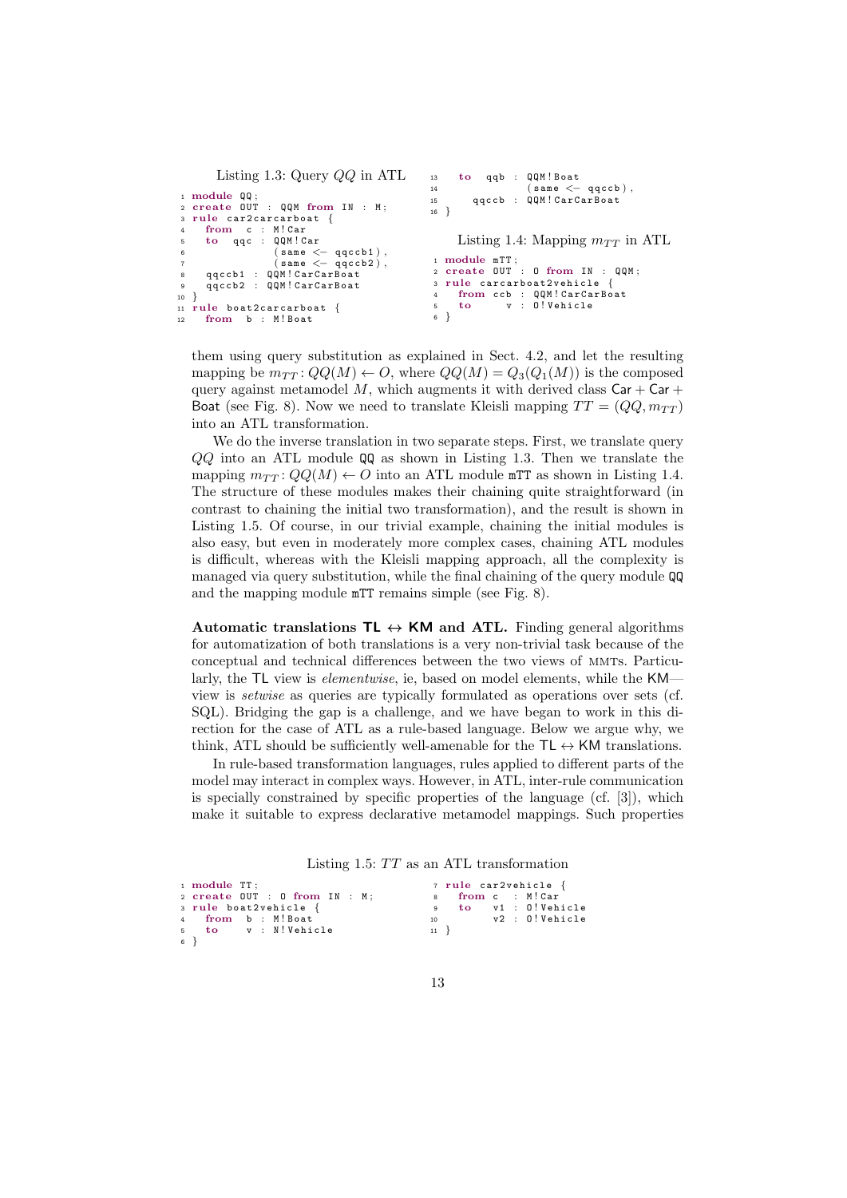Listing 1.3: Query $QQ$ in ATL

```
module QQ;
create OUT : QQM from IN : M;
rule car2carcarboat {
  from  c : M!Car
  to  qqc : QQM!Car
             (same <- qqccb1),
             (same <- qqccb2),
  qqccb1 : QQM!CarCarBoat
  qqccb2 : QQM!CarCarBoat
}
rule boat2carcarboat {
  from  b : M!Boat
  to  qqb : QQM!Boat
             (same <- qqccb),
     qqccb : QQM!CarCarBoat
}
```

Listing 1.4: Mapping $m_{TT}$ in ATL

```
module mTT;
create OUT : O from IN : QQM;
rule carcarboat2vehicle {
  from ccb : QQM!CarCarBoat
  to      v : O!Vehicle
}
```

them using query substitution as explained in Sect. 4.2, and let the resulting mapping be $m_{TT} : QQ(M) \leftarrow O$, where $QQ(M) = Q_3(Q_1(M))$ is the composed query against metamodel $M$, which augments it with derived class $\mathsf{Car} + \mathsf{Car} + \mathsf{Boat}$ (see Fig. 8). Now we need to translate Kleisli mapping $TT = (QQ, m_{TT})$ into an ATL transformation.

We do the inverse translation in two separate steps. First, we translate query $QQ$ into an ATL module `QQ` as shown in Listing 1.3. Then we translate the mapping $m_{TT} : QQ(M) \leftarrow O$ into an ATL module `mTT` as shown in Listing 1.4. The structure of these modules makes their chaining quite straightforward (in contrast to chaining the initial two transformation), and the result is shown in Listing 1.5. Of course, in our trivial example, chaining the initial modules is also easy, but even in moderately more complex cases, chaining ATL modules is difficult, whereas with the Kleisli mapping approach, all the complexity is managed via query substitution, while the final chaining of the query module `QQ` and the mapping module `mTT` remains simple (see Fig. 8).

**Automatic translations TL ↔ KM and ATL.** Finding general algorithms for automatization of both translations is a very non-trivial task because of the conceptual and technical differences between the two views of MMTs. Particularly, the TL view is *elementwise*, ie, based on model elements, while the KM—view is *setwise* as queries are typically formulated as operations over sets (cf. SQL). Bridging the gap is a challenge, and we have began to work in this direction for the case of ATL as a rule-based language. Below we argue why, we think, ATL should be sufficiently well-amenable for the TL ↔ KM translations.

In rule-based transformation languages, rules applied to different parts of the model may interact in complex ways. However, in ATL, inter-rule communication is specially constrained by specific properties of the language (cf. [3]), which make it suitable to express declarative metamodel mappings. Such properties

Listing 1.5: $TT$ as an ATL transformation

```
module TT;
create OUT : O from IN : M;
rule boat2vehicle {
  from  b : M!Boat
  to     v : N!Vehicle
}
rule car2vehicle {
  from c  : M!Car
  to    v1 : O!Vehicle
        v2 : O!Vehicle
}
```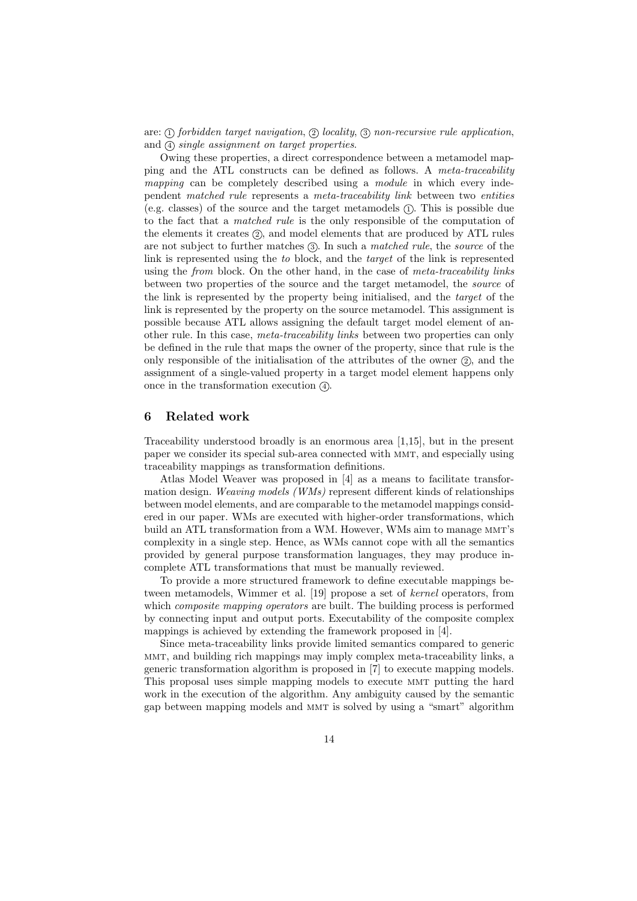are: ① *forbidden target navigation*, ② *locality*, ③ *non-recursive rule application*, and ④ *single assignment on target properties*.

Owing these properties, a direct correspondence between a metamodel mapping and the ATL constructs can be defined as follows. A *meta-traceability mapping* can be completely described using a *module* in which every independent *matched rule* represents a *meta-traceability link* between two *entities* (e.g. classes) of the source and the target metamodels ①. This is possible due to the fact that a *matched rule* is the only responsible of the computation of the elements it creates ②, and model elements that are produced by ATL rules are not subject to further matches ③. In such a *matched rule*, the *source* of the link is represented using the *to* block, and the *target* of the link is represented using the *from* block. On the other hand, in the case of *meta-traceability links* between two properties of the source and the target metamodel, the *source* of the link is represented by the property being initialised, and the *target* of the link is represented by the property on the source metamodel. This assignment is possible because ATL allows assigning the default target model element of another rule. In this case, *meta-traceability links* between two properties can only be defined in the rule that maps the owner of the property, since that rule is the only responsible of the initialisation of the attributes of the owner ②, and the assignment of a single-valued property in a target model element happens only once in the transformation execution ④.

## 6 Related work

Traceability understood broadly is an enormous area [1,15], but in the present paper we consider its special sub-area connected with MMT, and especially using traceability mappings as transformation definitions.

Atlas Model Weaver was proposed in [4] as a means to facilitate transformation design. *Weaving models (WMs)* represent different kinds of relationships between model elements, and are comparable to the metamodel mappings considered in our paper. WMs are executed with higher-order transformations, which build an ATL transformation from a WM. However, WMs aim to manage MMT's complexity in a single step. Hence, as WMs cannot cope with all the semantics provided by general purpose transformation languages, they may produce incomplete ATL transformations that must be manually reviewed.

To provide a more structured framework to define executable mappings between metamodels, Wimmer et al. [19] propose a set of *kernel* operators, from which *composite mapping operators* are built. The building process is performed by connecting input and output ports. Executability of the composite complex mappings is achieved by extending the framework proposed in [4].

Since meta-traceability links provide limited semantics compared to generic MMT, and building rich mappings may imply complex meta-traceability links, a generic transformation algorithm is proposed in [7] to execute mapping models. This proposal uses simple mapping models to execute MMT putting the hard work in the execution of the algorithm. Any ambiguity caused by the semantic gap between mapping models and MMT is solved by using a "smart" algorithm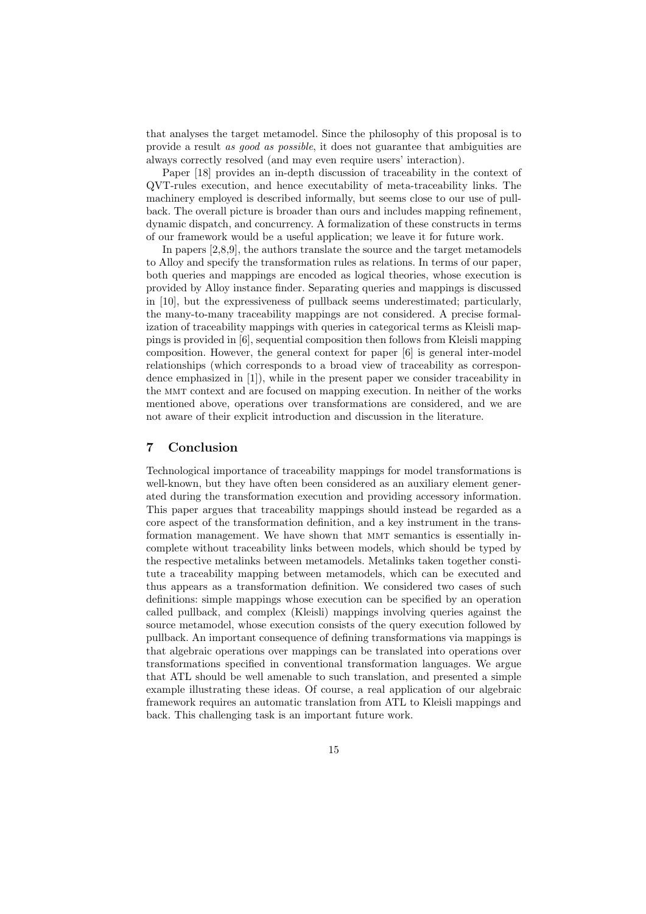that analyses the target metamodel. Since the philosophy of this proposal is to provide a result *as good as possible*, it does not guarantee that ambiguities are always correctly resolved (and may even require users' interaction).

Paper [18] provides an in-depth discussion of traceability in the context of QVT-rules execution, and hence executability of meta-traceability links. The machinery employed is described informally, but seems close to our use of pullback. The overall picture is broader than ours and includes mapping refinement, dynamic dispatch, and concurrency. A formalization of these constructs in terms of our framework would be a useful application; we leave it for future work.

In papers [2,8,9], the authors translate the source and the target metamodels to Alloy and specify the transformation rules as relations. In terms of our paper, both queries and mappings are encoded as logical theories, whose execution is provided by Alloy instance finder. Separating queries and mappings is discussed in [10], but the expressiveness of pullback seems underestimated; particularly, the many-to-many traceability mappings are not considered. A precise formalization of traceability mappings with queries in categorical terms as Kleisli mappings is provided in [6], sequential composition then follows from Kleisli mapping composition. However, the general context for paper [6] is general inter-model relationships (which corresponds to a broad view of traceability as correspondence emphasized in [1]), while in the present paper we consider traceability in the MMT context and are focused on mapping execution. In neither of the works mentioned above, operations over transformations are considered, and we are not aware of their explicit introduction and discussion in the literature.

## 7 Conclusion

Technological importance of traceability mappings for model transformations is well-known, but they have often been considered as an auxiliary element generated during the transformation execution and providing accessory information. This paper argues that traceability mappings should instead be regarded as a core aspect of the transformation definition, and a key instrument in the transformation management. We have shown that MMT semantics is essentially incomplete without traceability links between models, which should be typed by the respective metalinks between metamodels. Metalinks taken together constitute a traceability mapping between metamodels, which can be executed and thus appears as a transformation definition. We considered two cases of such definitions: simple mappings whose execution can be specified by an operation called pullback, and complex (Kleisli) mappings involving queries against the source metamodel, whose execution consists of the query execution followed by pullback. An important consequence of defining transformations via mappings is that algebraic operations over mappings can be translated into operations over transformations specified in conventional transformation languages. We argue that ATL should be well amenable to such translation, and presented a simple example illustrating these ideas. Of course, a real application of our algebraic framework requires an automatic translation from ATL to Kleisli mappings and back. This challenging task is an important future work.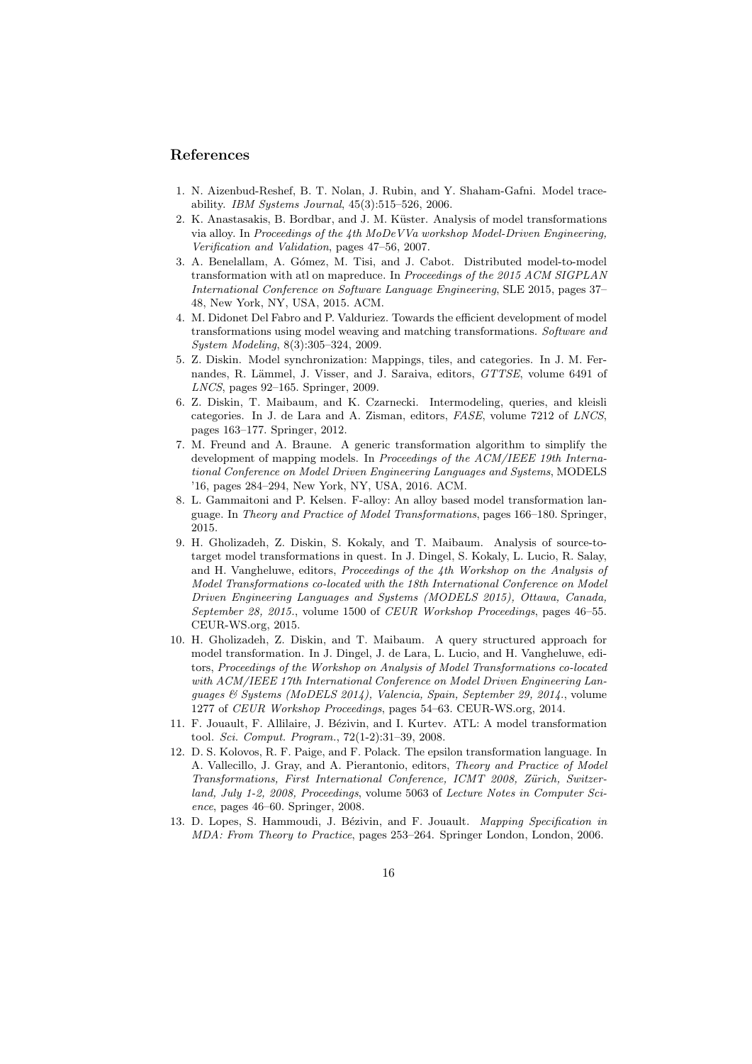## References

1. N. Aizenbud-Reshef, B. T. Nolan, J. Rubin, and Y. Shaham-Gafni. Model traceability. *IBM Systems Journal*, 45(3):515–526, 2006.
2. K. Anastasakis, B. Bordbar, and J. M. Küster. Analysis of model transformations via alloy. In *Proceedings of the 4th MoDeVVa workshop Model-Driven Engineering, Verification and Validation*, pages 47–56, 2007.
3. A. Benelallam, A. Gómez, M. Tisi, and J. Cabot. Distributed model-to-model transformation with atl on mapreduce. In *Proceedings of the 2015 ACM SIGPLAN International Conference on Software Language Engineering*, SLE 2015, pages 37–48, New York, NY, USA, 2015. ACM.
4. M. Didonet Del Fabro and P. Valduriez. Towards the efficient development of model transformations using model weaving and matching transformations. *Software and System Modeling*, 8(3):305–324, 2009.
5. Z. Diskin. Model synchronization: Mappings, tiles, and categories. In J. M. Fernandes, R. Lämmel, J. Visser, and J. Saraiva, editors, *GTTSE*, volume 6491 of *LNCS*, pages 92–165. Springer, 2009.
6. Z. Diskin, T. Maibaum, and K. Czarnecki. Intermodeling, queries, and kleisli categories. In J. de Lara and A. Zisman, editors, *FASE*, volume 7212 of *LNCS*, pages 163–177. Springer, 2012.
7. M. Freund and A. Braune. A generic transformation algorithm to simplify the development of mapping models. In *Proceedings of the ACM/IEEE 19th International Conference on Model Driven Engineering Languages and Systems*, MODELS '16, pages 284–294, New York, NY, USA, 2016. ACM.
8. L. Gammaitoni and P. Kelsen. F-alloy: An alloy based model transformation language. In *Theory and Practice of Model Transformations*, pages 166–180. Springer, 2015.
9. H. Gholizadeh, Z. Diskin, S. Kokaly, and T. Maibaum. Analysis of source-to-target model transformations in quest. In J. Dingel, S. Kokaly, L. Lucio, R. Salay, and H. Vangheluwe, editors, *Proceedings of the 4th Workshop on the Analysis of Model Transformations co-located with the 18th International Conference on Model Driven Engineering Languages and Systems (MODELS 2015), Ottawa, Canada, September 28, 2015.*, volume 1500 of *CEUR Workshop Proceedings*, pages 46–55. CEUR-WS.org, 2015.
10. H. Gholizadeh, Z. Diskin, and T. Maibaum. A query structured approach for model transformation. In J. Dingel, J. de Lara, L. Lucio, and H. Vangheluwe, editors, *Proceedings of the Workshop on Analysis of Model Transformations co-located with ACM/IEEE 17th International Conference on Model Driven Engineering Languages & Systems (MoDELS 2014), Valencia, Spain, September 29, 2014.*, volume 1277 of *CEUR Workshop Proceedings*, pages 54–63. CEUR-WS.org, 2014.
11. F. Jouault, F. Allilaire, J. Bézivin, and I. Kurtev. ATL: A model transformation tool. *Sci. Comput. Program.*, 72(1-2):31–39, 2008.
12. D. S. Kolovos, R. F. Paige, and F. Polack. The epsilon transformation language. In A. Vallecillo, J. Gray, and A. Pierantonio, editors, *Theory and Practice of Model Transformations, First International Conference, ICMT 2008, Zürich, Switzerland, July 1-2, 2008, Proceedings*, volume 5063 of *Lecture Notes in Computer Science*, pages 46–60. Springer, 2008.
13. D. Lopes, S. Hammoudi, J. Bézivin, and F. Jouault. *Mapping Specification in MDA: From Theory to Practice*, pages 253–264. Springer London, London, 2006.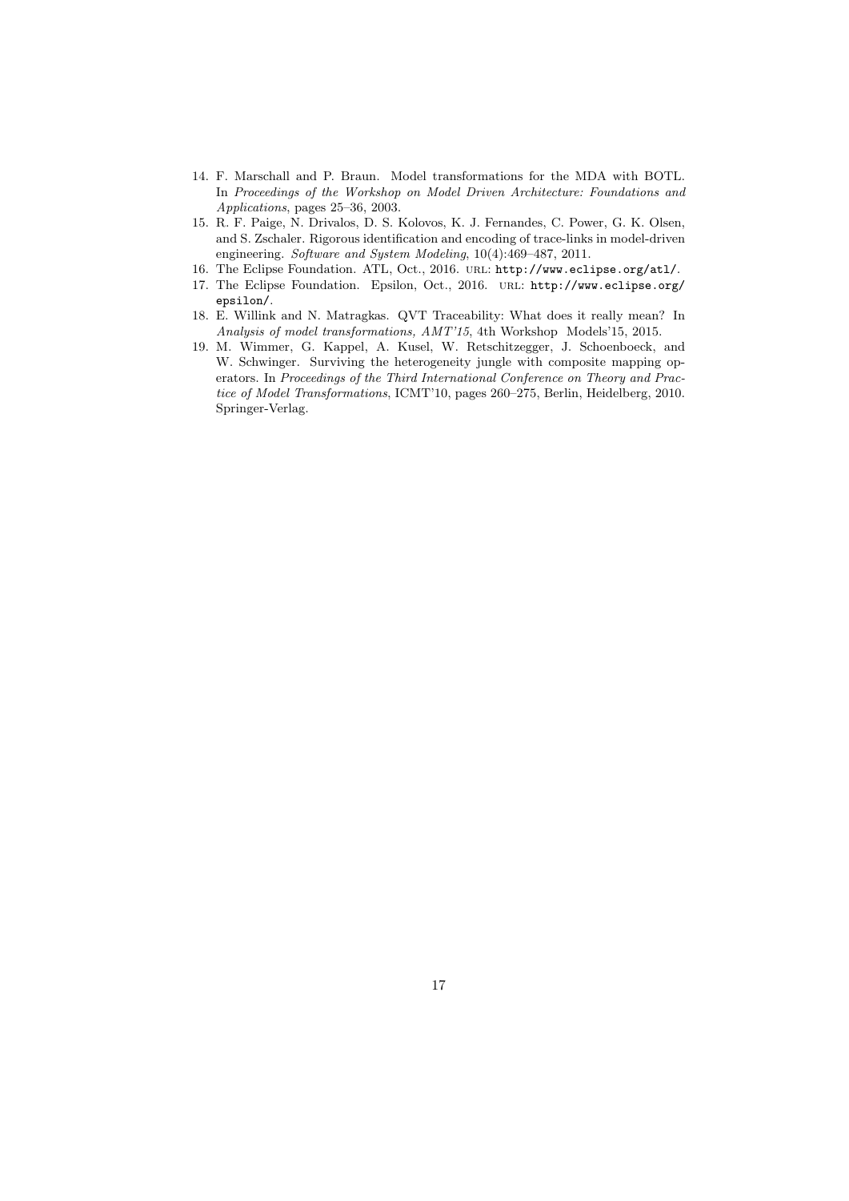14. F. Marschall and P. Braun. Model transformations for the MDA with BOTL. In *Proceedings of the Workshop on Model Driven Architecture: Foundations and Applications*, pages 25–36, 2003.
15. R. F. Paige, N. Drivalos, D. S. Kolovos, K. J. Fernandes, C. Power, G. K. Olsen, and S. Zschaler. Rigorous identification and encoding of trace-links in model-driven engineering. *Software and System Modeling*, 10(4):469–487, 2011.
16. The Eclipse Foundation. ATL, Oct., 2016. URL: `http://www.eclipse.org/atl/`.
17. The Eclipse Foundation. Epsilon, Oct., 2016. URL: `http://www.eclipse.org/epsilon/`.
18. E. Willink and N. Matragkas. QVT Traceability: What does it really mean? In *Analysis of model transformations, AMT'15*, 4th Workshop Models'15, 2015.
19. M. Wimmer, G. Kappel, A. Kusel, W. Retschitzegger, J. Schoenboeck, and W. Schwinger. Surviving the heterogeneity jungle with composite mapping operators. In *Proceedings of the Third International Conference on Theory and Practice of Model Transformations*, ICMT'10, pages 260–275, Berlin, Heidelberg, 2010. Springer-Verlag.